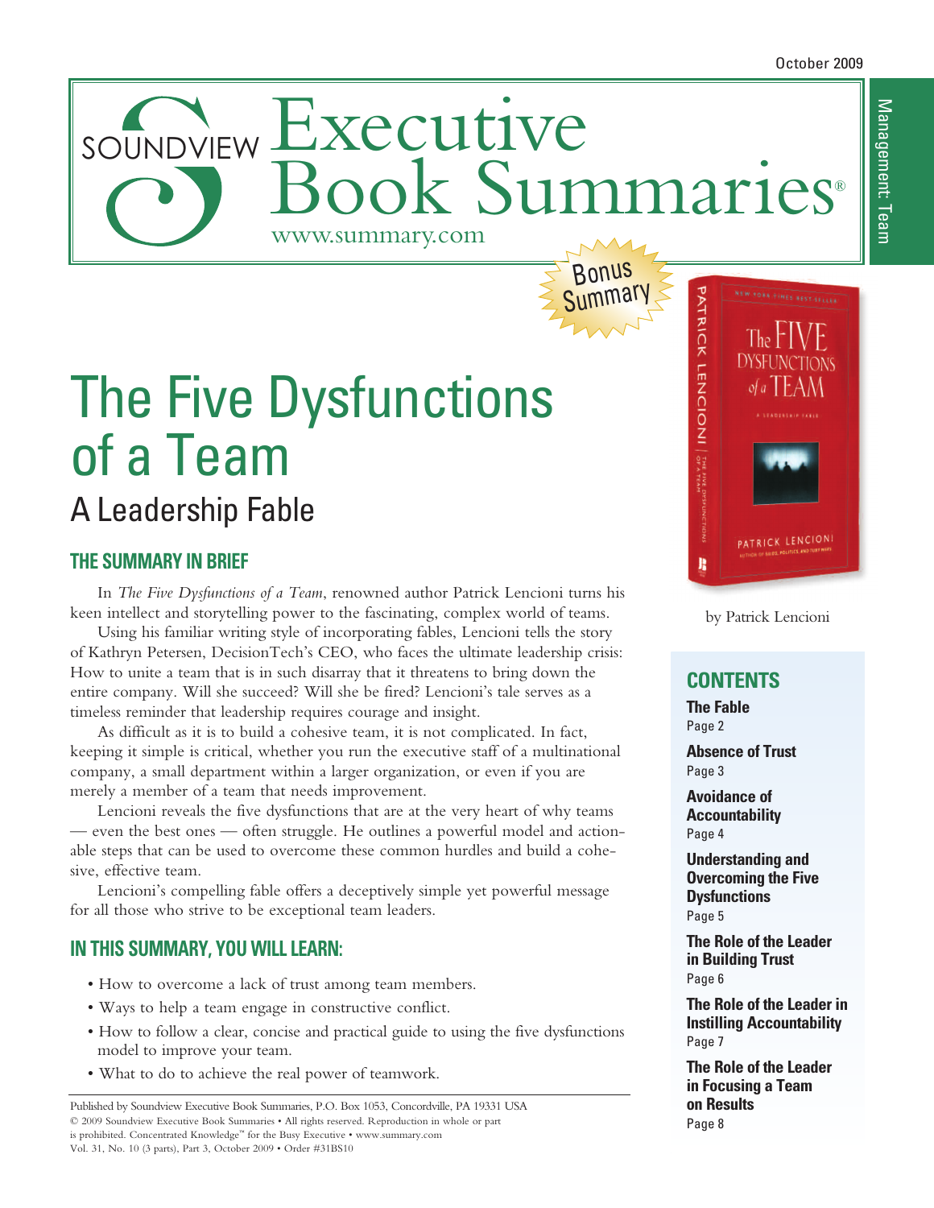October 2009

Management: Team

# Soundview Executive Book Summaries®

www.summary.com

Bonus Summary

# The Five Dysfunctions of a Team

## A Leadership Fable

by Patrick Lencioni

### THE SUMMARY IN BRIEF

In *The Five Dysfunctions of a Team*, renowned author Patrick Lencioni turns his keen intellect and storytelling power to the fascinating, complex world of teams.

Using his familiar writing style of incorporating fables, Lencioni tells the story of Kathryn Petersen, DecisionTech's CEO, who faces the ultimate leadership crisis: How to unite a team that is in such disarray that it threatens to bring down the entire company. Will she succeed? Will she be fired? Lencioni's tale serves as a timeless reminder that leadership requires courage and insight.

As difficult as it is to build a cohesive team, it is not complicated. In fact, keeping it simple is critical, whether you run the executive staff of a multinational company, a small department within a larger organization, or even if you are merely a member of a team that needs improvement.

Lencioni reveals the five dysfunctions that are at the very heart of why teams — even the best ones — often struggle. He outlines a powerful model and actionable steps that can be used to overcome these common hurdles and build a cohesive, effective team.

Lencioni's compelling fable offers a deceptively simple yet powerful message for all those who strive to be exceptional team leaders.

### IN THIS SUMMARY, YOU WILL LEARN:

- How to overcome a lack of trust among team members.
- Ways to help a team engage in constructive conflict.
- How to follow a clear, concise and practical guide to using the five dysfunctions model to improve your team.
- What to do to achieve the real power of teamwork.

### CONTENTS

**The Fable**
Page 2

**Absence of Trust**
Page 3

**Avoidance of Accountability**
Page 4

**Understanding and Overcoming the Five Dysfunctions**
Page 5

**The Role of the Leader in Building Trust**
Page 6

**The Role of the Leader in Instilling Accountability**
Page 7

**The Role of the Leader in Focusing a Team on Results**
Page 8

Published by Soundview Executive Book Summaries, P.O. Box 1053, Concordville, PA 19331 USA
© 2009 Soundview Executive Book Summaries • All rights reserved. Reproduction in whole or part is prohibited. Concentrated Knowledge™ for the Busy Executive • www.summary.com
Vol. 31, No. 10 (3 parts), Part 3, October 2009 • Order #31BS10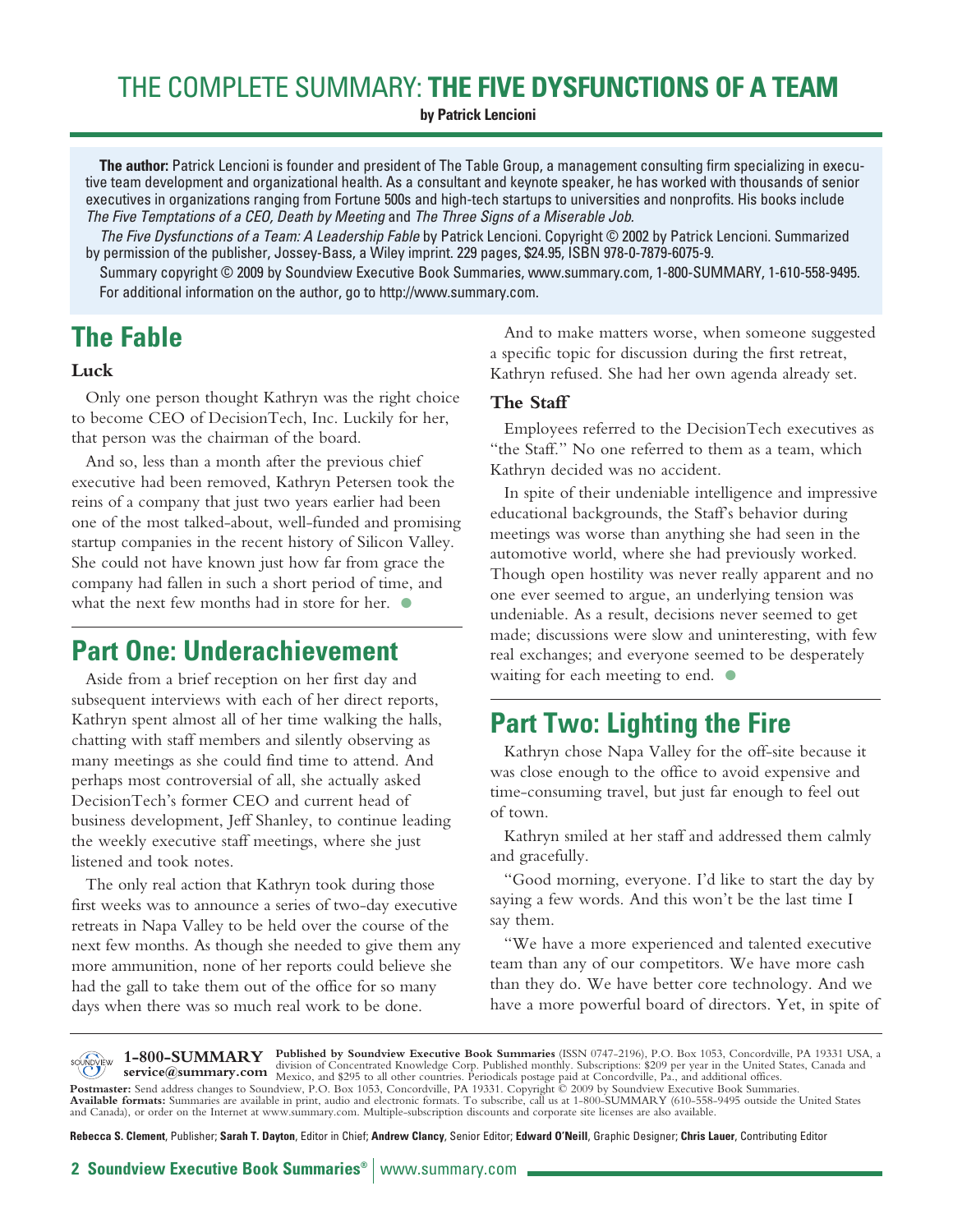# THE COMPLETE SUMMARY: **THE FIVE DYSFUNCTIONS OF A TEAM**

**by Patrick Lencioni**

**The author:** Patrick Lencioni is founder and president of The Table Group, a management consulting firm specializing in executive team development and organizational health. As a consultant and keynote speaker, he has worked with thousands of senior executives in organizations ranging from Fortune 500s and high-tech startups to universities and nonprofits. His books include *The Five Temptations of a CEO, Death by Meeting* and *The Three Signs of a Miserable Job*.

*The Five Dysfunctions of a Team: A Leadership Fable* by Patrick Lencioni. Copyright © 2002 by Patrick Lencioni. Summarized by permission of the publisher, Jossey-Bass, a Wiley imprint. 229 pages, $24.95, ISBN 978-0-7879-6075-9.

Summary copyright © 2009 by Soundview Executive Book Summaries, www.summary.com, 1-800-SUMMARY, 1-610-558-9495. For additional information on the author, go to http://www.summary.com.

## The Fable

### Luck

Only one person thought Kathryn was the right choice to become CEO of DecisionTech, Inc. Luckily for her, that person was the chairman of the board.

And so, less than a month after the previous chief executive had been removed, Kathryn Petersen took the reins of a company that just two years earlier had been one of the most talked-about, well-funded and promising startup companies in the recent history of Silicon Valley. She could not have known just how far from grace the company had fallen in such a short period of time, and what the next few months had in store for her.

## Part One: Underachievement

Aside from a brief reception on her first day and subsequent interviews with each of her direct reports, Kathryn spent almost all of her time walking the halls, chatting with staff members and silently observing as many meetings as she could find time to attend. And perhaps most controversial of all, she actually asked DecisionTech's former CEO and current head of business development, Jeff Shanley, to continue leading the weekly executive staff meetings, where she just listened and took notes.

The only real action that Kathryn took during those first weeks was to announce a series of two-day executive retreats in Napa Valley to be held over the course of the next few months. As though she needed to give them any more ammunition, none of her reports could believe she had the gall to take them out of the office for so many days when there was so much real work to be done.

And to make matters worse, when someone suggested a specific topic for discussion during the first retreat, Kathryn refused. She had her own agenda already set.

### The Staff

Employees referred to the DecisionTech executives as "the Staff." No one referred to them as a team, which Kathryn decided was no accident.

In spite of their undeniable intelligence and impressive educational backgrounds, the Staff's behavior during meetings was worse than anything she had seen in the automotive world, where she had previously worked. Though open hostility was never really apparent and no one ever seemed to argue, an underlying tension was undeniable. As a result, decisions never seemed to get made; discussions were slow and uninteresting, with few real exchanges; and everyone seemed to be desperately waiting for each meeting to end.

## Part Two: Lighting the Fire

Kathryn chose Napa Valley for the off-site because it was close enough to the office to avoid expensive and time-consuming travel, but just far enough to feel out of town.

Kathryn smiled at her staff and addressed them calmly and gracefully.

"Good morning, everyone. I'd like to start the day by saying a few words. And this won't be the last time I say them.

"We have a more experienced and talented executive team than any of our competitors. We have more cash than they do. We have better core technology. And we have a more powerful board of directors. Yet, in spite of

**1-800-SUMMARY** **service@summary.com** **Published by Soundview Executive Book Summaries** (ISSN 0747-2196), P.O. Box 1053, Concordville, PA 19331 USA, a division of Concentrated Knowledge Corp. Published monthly. Subscriptions: $209 per year in the United States, Canada and Mexico, and $295 to all other countries. Periodicals postage paid at Concordville, Pa., and additional offices.
**Postmaster:** Send address changes to Soundview, P.O. Box 1053, Concordville, PA 19331. Copyright © 2009 by Soundview Executive Book Summaries.
**Available formats:** Summaries are available in print, audio and electronic formats. To subscribe, call us at 1-800-SUMMARY (610-558-9495 outside the United States and Canada), or order on the Internet at www.summary.com. Multiple-subscription discounts and corporate site licenses are also available.

**Rebecca S. Clement**, Publisher; **Sarah T. Dayton**, Editor in Chief; **Andrew Clancy**, Senior Editor; **Edward O'Neill**, Graphic Designer; **Chris Lauer**, Contributing Editor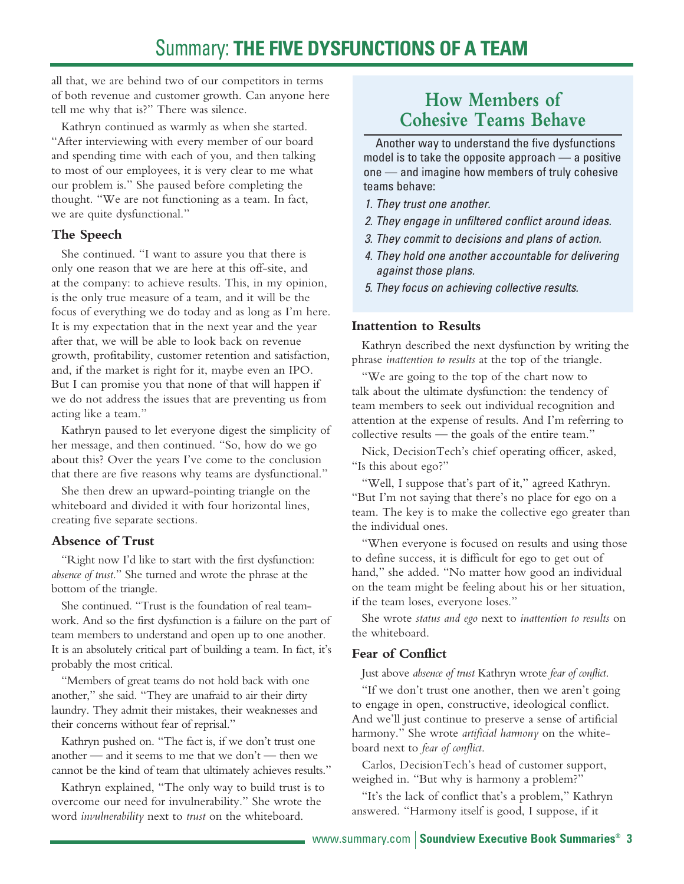all that, we are behind two of our competitors in terms of both revenue and customer growth. Can anyone here tell me why that is?" There was silence.

Kathryn continued as warmly as when she started. "After interviewing with every member of our board and spending time with each of you, and then talking to most of our employees, it is very clear to me what our problem is." She paused before completing the thought. "We are not functioning as a team. In fact, we are quite dysfunctional."

### The Speech

She continued. "I want to assure you that there is only one reason that we are here at this off-site, and at the company: to achieve results. This, in my opinion, is the only true measure of a team, and it will be the focus of everything we do today and as long as I'm here. It is my expectation that in the next year and the year after that, we will be able to look back on revenue growth, profitability, customer retention and satisfaction, and, if the market is right for it, maybe even an IPO. But I can promise you that none of that will happen if we do not address the issues that are preventing us from acting like a team."

Kathryn paused to let everyone digest the simplicity of her message, and then continued. "So, how do we go about this? Over the years I've come to the conclusion that there are five reasons why teams are dysfunctional."

She then drew an upward-pointing triangle on the whiteboard and divided it with four horizontal lines, creating five separate sections.

### Absence of Trust

"Right now I'd like to start with the first dysfunction: *absence of trust*." She turned and wrote the phrase at the bottom of the triangle.

She continued. "Trust is the foundation of real teamwork. And so the first dysfunction is a failure on the part of team members to understand and open up to one another. It is an absolutely critical part of building a team. In fact, it's probably the most critical.

"Members of great teams do not hold back with one another," she said. "They are unafraid to air their dirty laundry. They admit their mistakes, their weaknesses and their concerns without fear of reprisal."

Kathryn pushed on. "The fact is, if we don't trust one another — and it seems to me that we don't — then we cannot be the kind of team that ultimately achieves results."

Kathryn explained, "The only way to build trust is to overcome our need for invulnerability." She wrote the word *invulnerability* next to *trust* on the whiteboard.

## How Members of Cohesive Teams Behave

Another way to understand the five dysfunctions model is to take the opposite approach — a positive one — and imagine how members of truly cohesive teams behave:

1. *They trust one another.*
2. *They engage in unfiltered conflict around ideas.*
3. *They commit to decisions and plans of action.*
4. *They hold one another accountable for delivering against those plans.*
5. *They focus on achieving collective results.*

### Inattention to Results

Kathryn described the next dysfunction by writing the phrase *inattention to results* at the top of the triangle.

"We are going to the top of the chart now to talk about the ultimate dysfunction: the tendency of team members to seek out individual recognition and attention at the expense of results. And I'm referring to collective results — the goals of the entire team."

Nick, DecisionTech's chief operating officer, asked, "Is this about ego?"

"Well, I suppose that's part of it," agreed Kathryn. "But I'm not saying that there's no place for ego on a team. The key is to make the collective ego greater than the individual ones.

"When everyone is focused on results and using those to define success, it is difficult for ego to get out of hand," she added. "No matter how good an individual on the team might be feeling about his or her situation, if the team loses, everyone loses."

She wrote *status and ego* next to *inattention to results* on the whiteboard.

### Fear of Conflict

Just above *absence of trust* Kathryn wrote *fear of conflict*.

"If we don't trust one another, then we aren't going to engage in open, constructive, ideological conflict. And we'll just continue to preserve a sense of artificial harmony." She wrote *artificial harmony* on the whiteboard next to *fear of conflict*.

Carlos, DecisionTech's head of customer support, weighed in. "But why is harmony a problem?"

"It's the lack of conflict that's a problem," Kathryn answered. "Harmony itself is good, I suppose, if it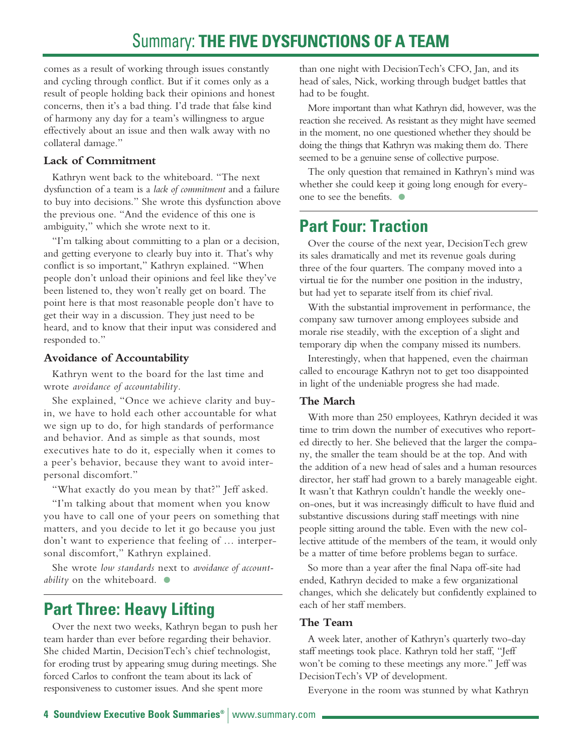comes as a result of working through issues constantly and cycling through conflict. But if it comes only as a result of people holding back their opinions and honest concerns, then it's a bad thing. I'd trade that false kind of harmony any day for a team's willingness to argue effectively about an issue and then walk away with no collateral damage."

### Lack of Commitment

Kathryn went back to the whiteboard. "The next dysfunction of a team is a *lack of commitment* and a failure to buy into decisions." She wrote this dysfunction above the previous one. "And the evidence of this one is ambiguity," which she wrote next to it.

"I'm talking about committing to a plan or a decision, and getting everyone to clearly buy into it. That's why conflict is so important," Kathryn explained. "When people don't unload their opinions and feel like they've been listened to, they won't really get on board. The point here is that most reasonable people don't have to get their way in a discussion. They just need to be heard, and to know that their input was considered and responded to."

### Avoidance of Accountability

Kathryn went to the board for the last time and wrote *avoidance of accountability*.

She explained, "Once we achieve clarity and buy-in, we have to hold each other accountable for what we sign up to do, for high standards of performance and behavior. And as simple as that sounds, most executives hate to do it, especially when it comes to a peer's behavior, because they want to avoid interpersonal discomfort."

"What exactly do you mean by that?" Jeff asked.

"I'm talking about that moment when you know you have to call one of your peers on something that matters, and you decide to let it go because you just don't want to experience that feeling of … interpersonal discomfort," Kathryn explained.

She wrote *low standards* next to *avoidance of accountability* on the whiteboard.

## Part Three: Heavy Lifting

Over the next two weeks, Kathryn began to push her team harder than ever before regarding their behavior. She chided Martin, DecisionTech's chief technologist, for eroding trust by appearing smug during meetings. She forced Carlos to confront the team about its lack of responsiveness to customer issues. And she spent more than one night with DecisionTech's CFO, Jan, and its head of sales, Nick, working through budget battles that had to be fought.

More important than what Kathryn did, however, was the reaction she received. As resistant as they might have seemed in the moment, no one questioned whether they should be doing the things that Kathryn was making them do. There seemed to be a genuine sense of collective purpose.

The only question that remained in Kathryn's mind was whether she could keep it going long enough for everyone to see the benefits.

## Part Four: Traction

Over the course of the next year, DecisionTech grew its sales dramatically and met its revenue goals during three of the four quarters. The company moved into a virtual tie for the number one position in the industry, but had yet to separate itself from its chief rival.

With the substantial improvement in performance, the company saw turnover among employees subside and morale rise steadily, with the exception of a slight and temporary dip when the company missed its numbers.

Interestingly, when that happened, even the chairman called to encourage Kathryn not to get too disappointed in light of the undeniable progress she had made.

### The March

With more than 250 employees, Kathryn decided it was time to trim down the number of executives who reported directly to her. She believed that the larger the company, the smaller the team should be at the top. And with the addition of a new head of sales and a human resources director, her staff had grown to a barely manageable eight. It wasn't that Kathryn couldn't handle the weekly one-on-ones, but it was increasingly difficult to have fluid and substantive discussions during staff meetings with nine people sitting around the table. Even with the new collective attitude of the members of the team, it would only be a matter of time before problems began to surface.

So more than a year after the final Napa off-site had ended, Kathryn decided to make a few organizational changes, which she delicately but confidently explained to each of her staff members.

### The Team

A week later, another of Kathryn's quarterly two-day staff meetings took place. Kathryn told her staff, "Jeff won't be coming to these meetings any more." Jeff was DecisionTech's VP of development.

Everyone in the room was stunned by what Kathryn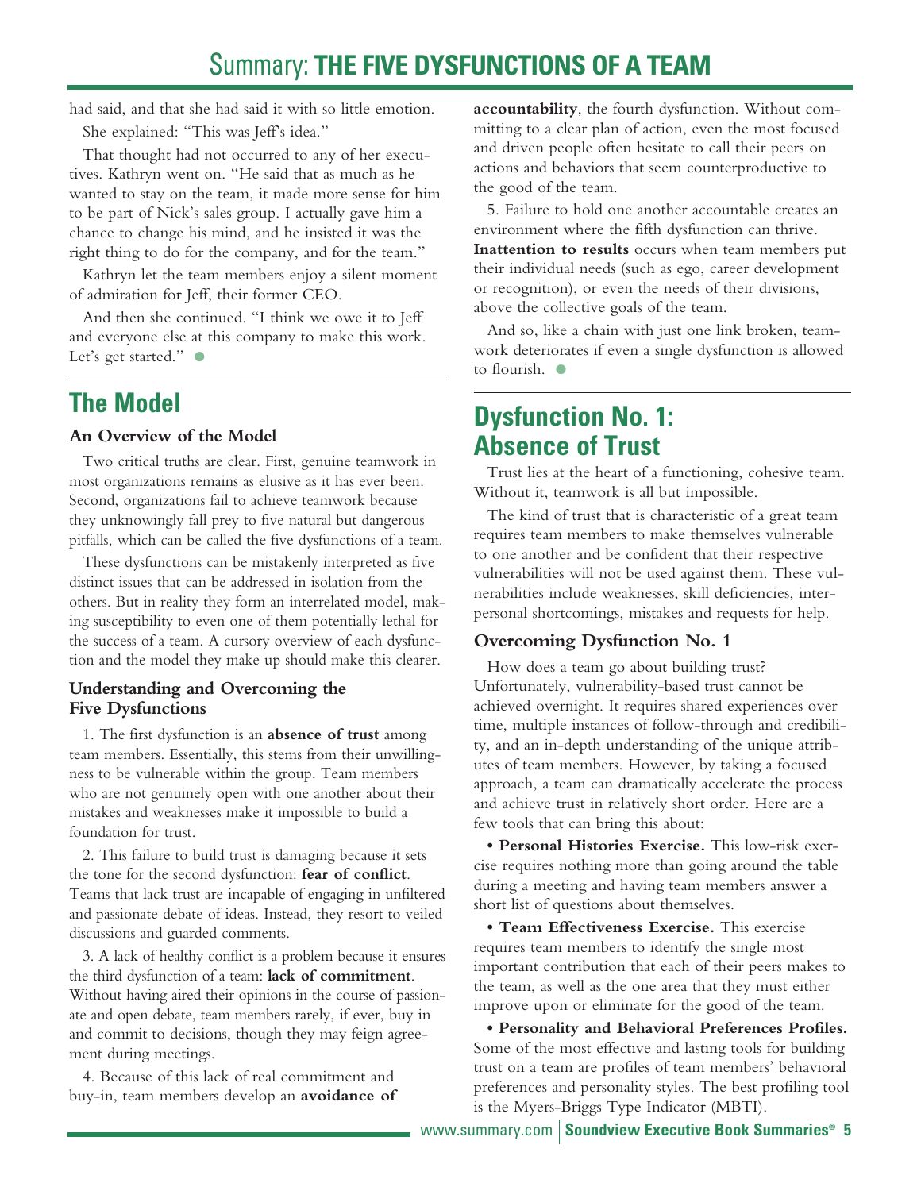had said, and that she had said it with so little emotion.

She explained: "This was Jeff's idea."

That thought had not occurred to any of her executives. Kathryn went on. "He said that as much as he wanted to stay on the team, it made more sense for him to be part of Nick's sales group. I actually gave him a chance to change his mind, and he insisted it was the right thing to do for the company, and for the team."

Kathryn let the team members enjoy a silent moment of admiration for Jeff, their former CEO.

And then she continued. "I think we owe it to Jeff and everyone else at this company to make this work. Let's get started."

## The Model

### An Overview of the Model

Two critical truths are clear. First, genuine teamwork in most organizations remains as elusive as it has ever been. Second, organizations fail to achieve teamwork because they unknowingly fall prey to five natural but dangerous pitfalls, which can be called the five dysfunctions of a team.

These dysfunctions can be mistakenly interpreted as five distinct issues that can be addressed in isolation from the others. But in reality they form an interrelated model, making susceptibility to even one of them potentially lethal for the success of a team. A cursory overview of each dysfunction and the model they make up should make this clearer.

### Understanding and Overcoming the Five Dysfunctions

1. The first dysfunction is an **absence of trust** among team members. Essentially, this stems from their unwillingness to be vulnerable within the group. Team members who are not genuinely open with one another about their mistakes and weaknesses make it impossible to build a foundation for trust.

2. This failure to build trust is damaging because it sets the tone for the second dysfunction: **fear of conflict**. Teams that lack trust are incapable of engaging in unfiltered and passionate debate of ideas. Instead, they resort to veiled discussions and guarded comments.

3. A lack of healthy conflict is a problem because it ensures the third dysfunction of a team: **lack of commitment**. Without having aired their opinions in the course of passionate and open debate, team members rarely, if ever, buy in and commit to decisions, though they may feign agreement during meetings.

4. Because of this lack of real commitment and buy-in, team members develop an **avoidance of accountability**, the fourth dysfunction. Without committing to a clear plan of action, even the most focused and driven people often hesitate to call their peers on actions and behaviors that seem counterproductive to the good of the team.

5. Failure to hold one another accountable creates an environment where the fifth dysfunction can thrive. **Inattention to results** occurs when team members put their individual needs (such as ego, career development or recognition), or even the needs of their divisions, above the collective goals of the team.

And so, like a chain with just one link broken, teamwork deteriorates if even a single dysfunction is allowed to flourish.

## Dysfunction No. 1: Absence of Trust

Trust lies at the heart of a functioning, cohesive team. Without it, teamwork is all but impossible.

The kind of trust that is characteristic of a great team requires team members to make themselves vulnerable to one another and be confident that their respective vulnerabilities will not be used against them. These vulnerabilities include weaknesses, skill deficiencies, interpersonal shortcomings, mistakes and requests for help.

### Overcoming Dysfunction No. 1

How does a team go about building trust? Unfortunately, vulnerability-based trust cannot be achieved overnight. It requires shared experiences over time, multiple instances of follow-through and credibility, and an in-depth understanding of the unique attributes of team members. However, by taking a focused approach, a team can dramatically accelerate the process and achieve trust in relatively short order. Here are a few tools that can bring this about:

- **Personal Histories Exercise.** This low-risk exercise requires nothing more than going around the table during a meeting and having team members answer a short list of questions about themselves.

- **Team Effectiveness Exercise.** This exercise requires team members to identify the single most important contribution that each of their peers makes to the team, as well as the one area that they must either improve upon or eliminate for the good of the team.

- **Personality and Behavioral Preferences Profiles.** Some of the most effective and lasting tools for building trust on a team are profiles of team members' behavioral preferences and personality styles. The best profiling tool is the Myers-Briggs Type Indicator (MBTI).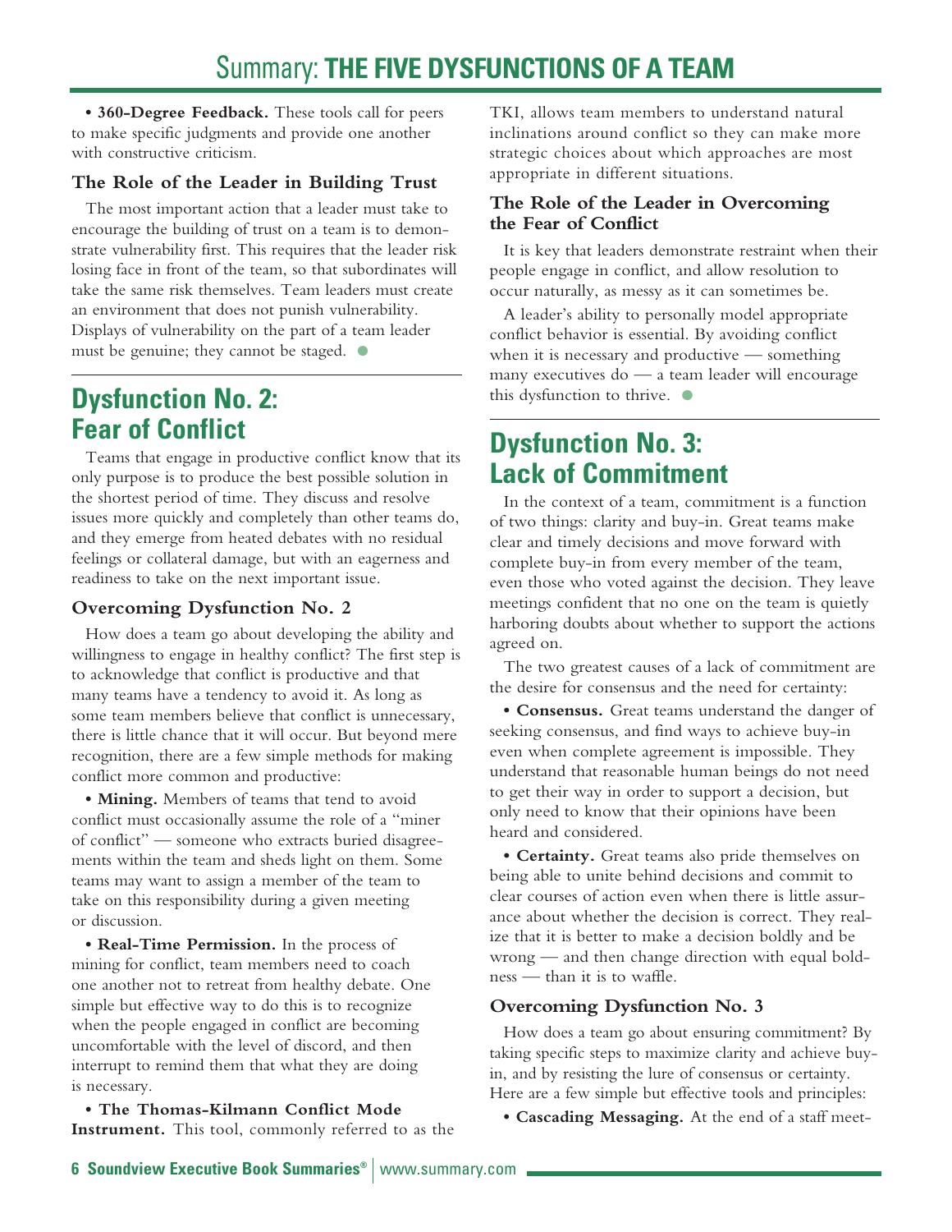• **360-Degree Feedback.** These tools call for peers to make specific judgments and provide one another with constructive criticism.

### The Role of the Leader in Building Trust

The most important action that a leader must take to encourage the building of trust on a team is to demonstrate vulnerability first. This requires that the leader risk losing face in front of the team, so that subordinates will take the same risk themselves. Team leaders must create an environment that does not punish vulnerability. Displays of vulnerability on the part of a team leader must be genuine; they cannot be staged.

## Dysfunction No. 2: Fear of Conflict

Teams that engage in productive conflict know that its only purpose is to produce the best possible solution in the shortest period of time. They discuss and resolve issues more quickly and completely than other teams do, and they emerge from heated debates with no residual feelings or collateral damage, but with an eagerness and readiness to take on the next important issue.

### Overcoming Dysfunction No. 2

How does a team go about developing the ability and willingness to engage in healthy conflict? The first step is to acknowledge that conflict is productive and that many teams have a tendency to avoid it. As long as some team members believe that conflict is unnecessary, there is little chance that it will occur. But beyond mere recognition, there are a few simple methods for making conflict more common and productive:

• **Mining.** Members of teams that tend to avoid conflict must occasionally assume the role of a "miner of conflict" — someone who extracts buried disagreements within the team and sheds light on them. Some teams may want to assign a member of the team to take on this responsibility during a given meeting or discussion.

• **Real-Time Permission.** In the process of mining for conflict, team members need to coach one another not to retreat from healthy debate. One simple but effective way to do this is to recognize when the people engaged in conflict are becoming uncomfortable with the level of discord, and then interrupt to remind them that what they are doing is necessary.

• **The Thomas-Kilmann Conflict Mode Instrument.** This tool, commonly referred to as the TKI, allows team members to understand natural inclinations around conflict so they can make more strategic choices about which approaches are most appropriate in different situations.

### The Role of the Leader in Overcoming the Fear of Conflict

It is key that leaders demonstrate restraint when their people engage in conflict, and allow resolution to occur naturally, as messy as it can sometimes be.

A leader's ability to personally model appropriate conflict behavior is essential. By avoiding conflict when it is necessary and productive — something many executives do — a team leader will encourage this dysfunction to thrive.

## Dysfunction No. 3: Lack of Commitment

In the context of a team, commitment is a function of two things: clarity and buy-in. Great teams make clear and timely decisions and move forward with complete buy-in from every member of the team, even those who voted against the decision. They leave meetings confident that no one on the team is quietly harboring doubts about whether to support the actions agreed on.

The two greatest causes of a lack of commitment are the desire for consensus and the need for certainty:

• **Consensus.** Great teams understand the danger of seeking consensus, and find ways to achieve buy-in even when complete agreement is impossible. They understand that reasonable human beings do not need to get their way in order to support a decision, but only need to know that their opinions have been heard and considered.

• **Certainty.** Great teams also pride themselves on being able to unite behind decisions and commit to clear courses of action even when there is little assurance about whether the decision is correct. They realize that it is better to make a decision boldly and be wrong — and then change direction with equal boldness — than it is to waffle.

### Overcoming Dysfunction No. 3

How does a team go about ensuring commitment? By taking specific steps to maximize clarity and achieve buy-in, and by resisting the lure of consensus or certainty. Here are a few simple but effective tools and principles:

• **Cascading Messaging.** At the end of a staff meet-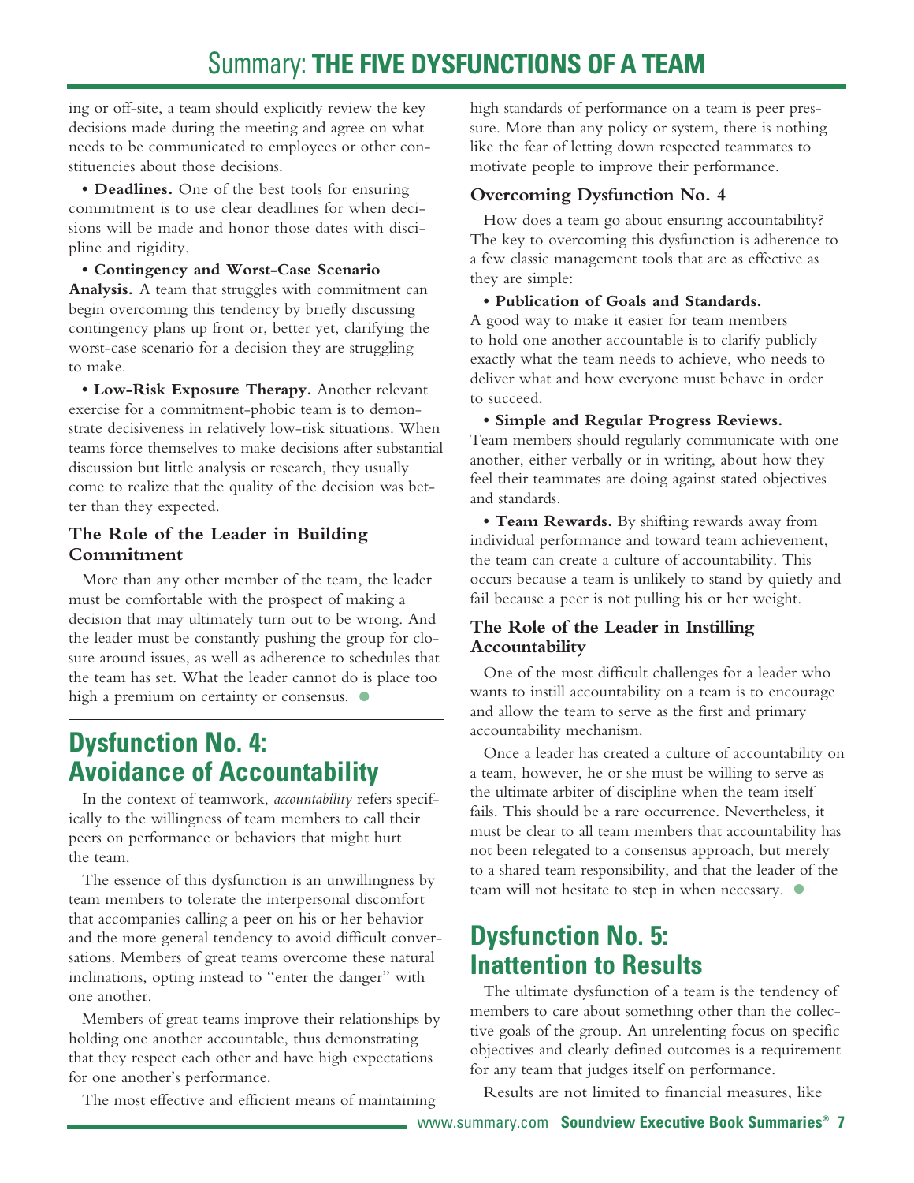ing or off-site, a team should explicitly review the key decisions made during the meeting and agree on what needs to be communicated to employees or other constituencies about those decisions.

- **Deadlines.** One of the best tools for ensuring commitment is to use clear deadlines for when decisions will be made and honor those dates with discipline and rigidity.
- **Contingency and Worst-Case Scenario Analysis.** A team that struggles with commitment can begin overcoming this tendency by briefly discussing contingency plans up front or, better yet, clarifying the worst-case scenario for a decision they are struggling to make.
- **Low-Risk Exposure Therapy.** Another relevant exercise for a commitment-phobic team is to demonstrate decisiveness in relatively low-risk situations. When teams force themselves to make decisions after substantial discussion but little analysis or research, they usually come to realize that the quality of the decision was better than they expected.

### The Role of the Leader in Building Commitment

More than any other member of the team, the leader must be comfortable with the prospect of making a decision that may ultimately turn out to be wrong. And the leader must be constantly pushing the group for closure around issues, as well as adherence to schedules that the team has set. What the leader cannot do is place too high a premium on certainty or consensus.

## Dysfunction No. 4: Avoidance of Accountability

In the context of teamwork, *accountability* refers specifically to the willingness of team members to call their peers on performance or behaviors that might hurt the team.

The essence of this dysfunction is an unwillingness by team members to tolerate the interpersonal discomfort that accompanies calling a peer on his or her behavior and the more general tendency to avoid difficult conversations. Members of great teams overcome these natural inclinations, opting instead to "enter the danger" with one another.

Members of great teams improve their relationships by holding one another accountable, thus demonstrating that they respect each other and have high expectations for one another's performance.

The most effective and efficient means of maintaining high standards of performance on a team is peer pressure. More than any policy or system, there is nothing like the fear of letting down respected teammates to motivate people to improve their performance.

### Overcoming Dysfunction No. 4

How does a team go about ensuring accountability? The key to overcoming this dysfunction is adherence to a few classic management tools that are as effective as they are simple:

- **Publication of Goals and Standards.** A good way to make it easier for team members to hold one another accountable is to clarify publicly exactly what the team needs to achieve, who needs to deliver what and how everyone must behave in order to succeed.
- **Simple and Regular Progress Reviews.** Team members should regularly communicate with one another, either verbally or in writing, about how they feel their teammates are doing against stated objectives and standards.
- **Team Rewards.** By shifting rewards away from individual performance and toward team achievement, the team can create a culture of accountability. This occurs because a team is unlikely to stand by quietly and fail because a peer is not pulling his or her weight.

### The Role of the Leader in Instilling Accountability

One of the most difficult challenges for a leader who wants to instill accountability on a team is to encourage and allow the team to serve as the first and primary accountability mechanism.

Once a leader has created a culture of accountability on a team, however, he or she must be willing to serve as the ultimate arbiter of discipline when the team itself fails. This should be a rare occurrence. Nevertheless, it must be clear to all team members that accountability has not been relegated to a consensus approach, but merely to a shared team responsibility, and that the leader of the team will not hesitate to step in when necessary.

## Dysfunction No. 5: Inattention to Results

The ultimate dysfunction of a team is the tendency of members to care about something other than the collective goals of the group. An unrelenting focus on specific objectives and clearly defined outcomes is a requirement for any team that judges itself on performance.

Results are not limited to financial measures, like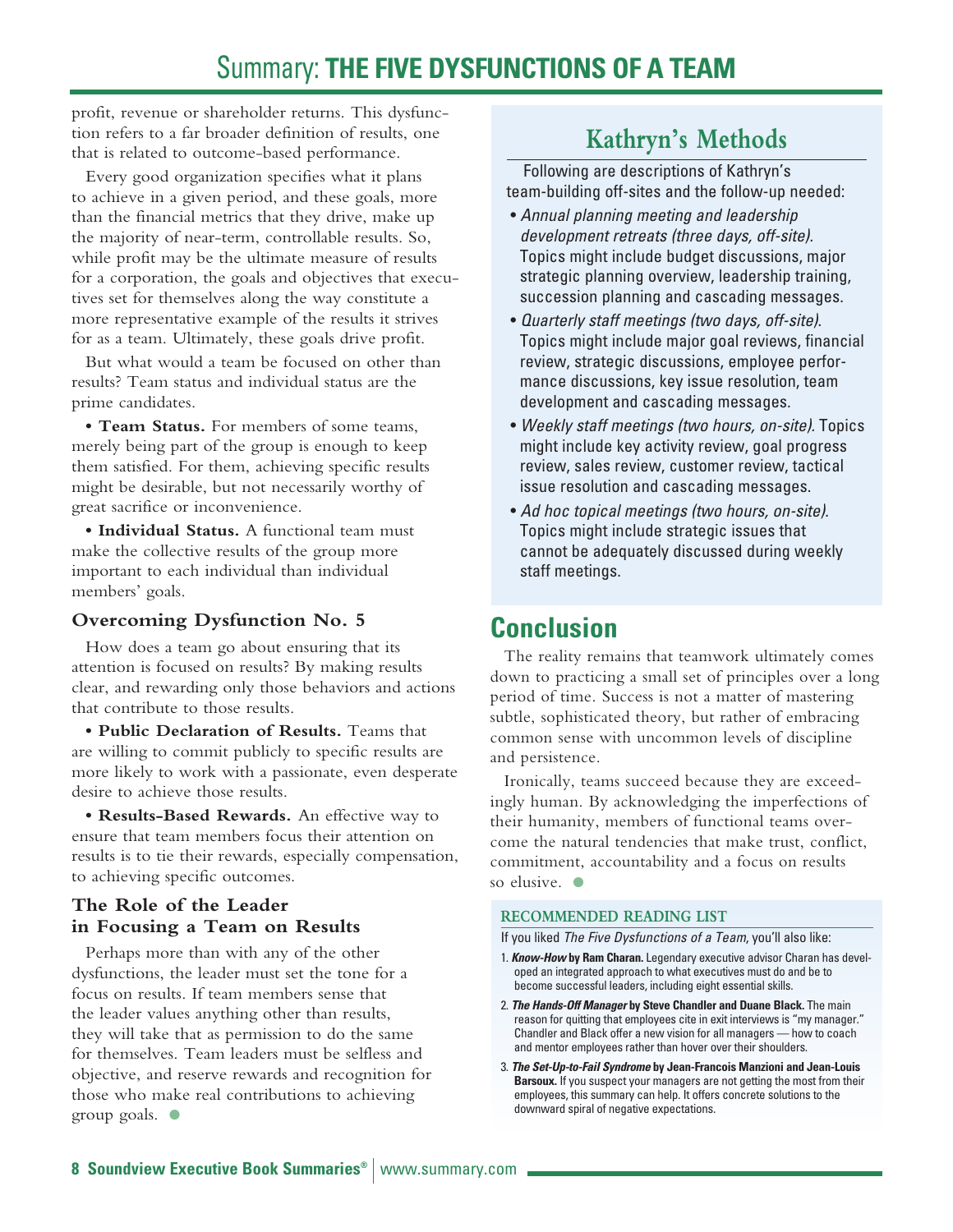profit, revenue or shareholder returns. This dysfunction refers to a far broader definition of results, one that is related to outcome-based performance.

Every good organization specifies what it plans to achieve in a given period, and these goals, more than the financial metrics that they drive, make up the majority of near-term, controllable results. So, while profit may be the ultimate measure of results for a corporation, the goals and objectives that executives set for themselves along the way constitute a more representative example of the results it strives for as a team. Ultimately, these goals drive profit.

But what would a team be focused on other than results? Team status and individual status are the prime candidates.

• **Team Status.** For members of some teams, merely being part of the group is enough to keep them satisfied. For them, achieving specific results might be desirable, but not necessarily worthy of great sacrifice or inconvenience.

• **Individual Status.** A functional team must make the collective results of the group more important to each individual than individual members' goals.

### Overcoming Dysfunction No. 5

How does a team go about ensuring that its attention is focused on results? By making results clear, and rewarding only those behaviors and actions that contribute to those results.

• **Public Declaration of Results.** Teams that are willing to commit publicly to specific results are more likely to work with a passionate, even desperate desire to achieve those results.

• **Results-Based Rewards.** An effective way to ensure that team members focus their attention on results is to tie their rewards, especially compensation, to achieving specific outcomes.

### The Role of the Leader in Focusing a Team on Results

Perhaps more than with any of the other dysfunctions, the leader must set the tone for a focus on results. If team members sense that the leader values anything other than results, they will take that as permission to do the same for themselves. Team leaders must be selfless and objective, and reserve rewards and recognition for those who make real contributions to achieving group goals.

## Kathryn's Methods

Following are descriptions of Kathryn's team-building off-sites and the follow-up needed:

- *Annual planning meeting and leadership development retreats (three days, off-site).* Topics might include budget discussions, major strategic planning overview, leadership training, succession planning and cascading messages.
- *Quarterly staff meetings (two days, off-site).* Topics might include major goal reviews, financial review, strategic discussions, employee performance discussions, key issue resolution, team development and cascading messages.
- *Weekly staff meetings (two hours, on-site).* Topics might include key activity review, goal progress review, sales review, customer review, tactical issue resolution and cascading messages.
- *Ad hoc topical meetings (two hours, on-site).* Topics might include strategic issues that cannot be adequately discussed during weekly staff meetings.

## Conclusion

The reality remains that teamwork ultimately comes down to practicing a small set of principles over a long period of time. Success is not a matter of mastering subtle, sophisticated theory, but rather of embracing common sense with uncommon levels of discipline and persistence.

Ironically, teams succeed because they are exceedingly human. By acknowledging the imperfections of their humanity, members of functional teams overcome the natural tendencies that make trust, conflict, commitment, accountability and a focus on results so elusive.

### RECOMMENDED READING LIST

If you liked *The Five Dysfunctions of a Team*, you'll also like:

1. ***Know-How* by Ram Charan.** Legendary executive advisor Charan has developed an integrated approach to what executives must do and be to become successful leaders, including eight essential skills.
2. ***The Hands-Off Manager* by Steve Chandler and Duane Black.** The main reason for quitting that employees cite in exit interviews is "my manager." Chandler and Black offer a new vision for all managers — how to coach and mentor employees rather than hover over their shoulders.
3. ***The Set-Up-to-Fail Syndrome* by Jean-Francois Manzioni and Jean-Louis Barsoux.** If you suspect your managers are not getting the most from their employees, this summary can help. It offers concrete solutions to the downward spiral of negative expectations.